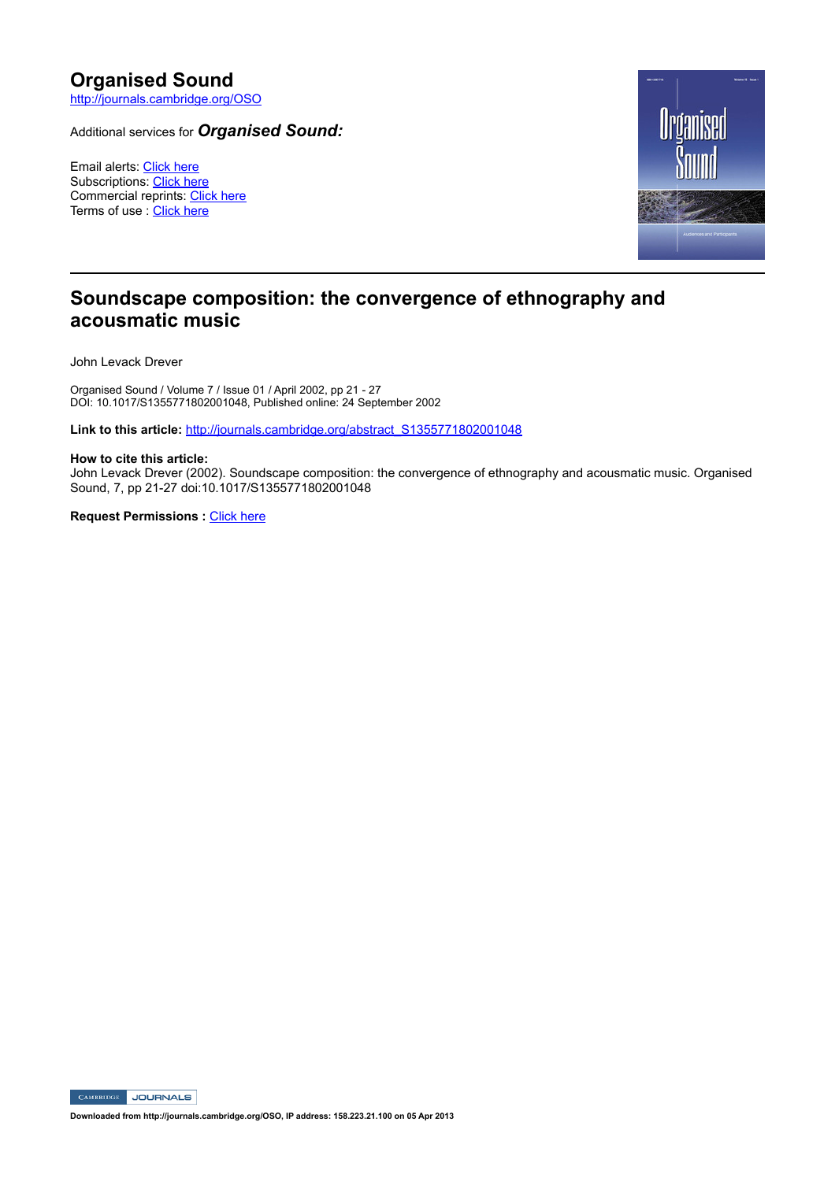# Organised Sound

http://journals.cambridge.org/OSO

Additional services for ***Organised Sound:***

Email alerts: Click here
Subscriptions: Click here
Commercial reprints: Click here
Terms of use : Click here

## Soundscape composition: the convergence of ethnography and acousmatic music

John Levack Drever

Organised Sound / Volume 7 / Issue 01 / April 2002, pp 21 - 27
DOI: 10.1017/S1355771802001048, Published online: 24 September 2002

**Link to this article:** http://journals.cambridge.org/abstract_S1355771802001048

**How to cite this article:**
John Levack Drever (2002). Soundscape composition: the convergence of ethnography and acousmatic music. Organised Sound, 7, pp 21-27 doi:10.1017/S1355771802001048

**Request Permissions :** Click here

**Downloaded from http://journals.cambridge.org/OSO, IP address: 158.223.21.100 on 05 Apr 2013**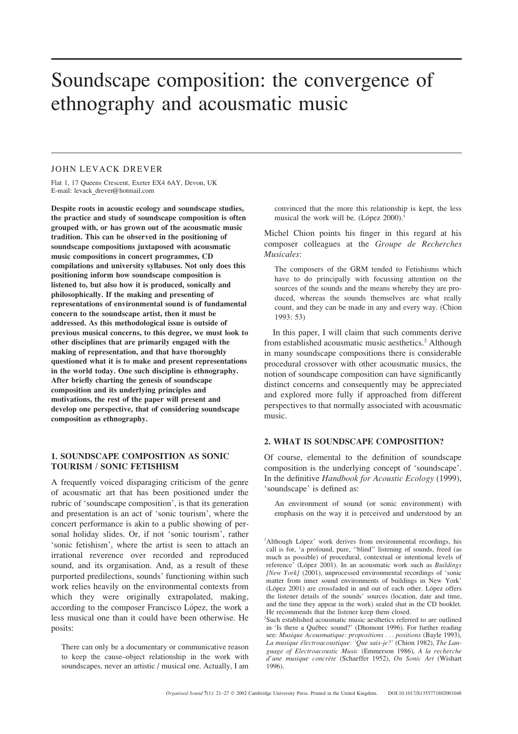# Soundscape composition: the convergence of ethnography and acousmatic music

JOHN LEVACK DREVER

Flat 1, 17 Queens Crescent, Exeter EX4 6AY, Devon, UK
E-mail: levack_drever@hotmail.com

**Despite roots in acoustic ecology and soundscape studies, the practice and study of soundscape composition is often grouped with, or has grown out of the acousmatic music tradition. This can be observed in the positioning of soundscape compositions juxtaposed with acousmatic music compositions in concert programmes, CD compilations and university syllabuses. Not only does this positioning inform how soundscape composition is listened to, but also how it is produced, sonically and philosophically. If the making and presenting of representations of environmental sound is of fundamental concern to the soundscape artist, then it must be addressed. As this methodological issue is outside of previous musical concerns, to this degree, we must look to other disciplines that are primarily engaged with the making of representation, and that have thoroughly questioned what it is to make and present representations in the world today. One such discipline is ethnography. After briefly charting the genesis of soundscape composition and its underlying principles and motivations, the rest of the paper will present and develop one perspective, that of considering soundscape composition as ethnography.**

## 1. SOUNDSCAPE COMPOSITION AS SONIC TOURISM / SONIC FETISHISM

A frequently voiced disparaging criticism of the genre of acousmatic art that has been positioned under the rubric of 'soundscape composition', is that its generation and presentation is an act of 'sonic tourism', where the concert performance is akin to a public showing of personal holiday slides. Or, if not 'sonic tourism', rather 'sonic fetishism', where the artist is seen to attach an irrational reverence over recorded and reproduced sound, and its organisation. And, as a result of these purported predilections, sounds' functioning within such work relies heavily on the environmental contexts from which they were originally extrapolated, making, according to the composer Francisco López, the work a less musical one than it could have been otherwise. He posits:

> There can only be a documentary or communicative reason to keep the cause–object relationship in the work with soundscapes, never an artistic / musical one. Actually, I am convinced that the more this relationship is kept, the less musical the work will be. (López 2000).[1]

Michel Chion points his finger in this regard at his composer colleagues at the *Groupe de Recherches Musicales*:

> The composers of the GRM tended to Fetishisms which have to do principally with focussing attention on the sources of the sounds and the means whereby they are produced, whereas the sounds themselves are what really count, and they can be made in any and every way. (Chion 1993: 53)

In this paper, I will claim that such comments derive from established acousmatic music aesthetics.[2] Although in many soundscape compositions there is considerable procedural crossover with other acousmatic musics, the notion of soundscape composition can have significantly distinct concerns and consequently may be appreciated and explored more fully if approached from different perspectives to that normally associated with acousmatic music.

## 2. WHAT IS SOUNDSCAPE COMPOSITION?

Of course, elemental to the definition of soundscape composition is the underlying concept of 'soundscape'. In the definitive *Handbook for Acoustic Ecology* (1999), 'soundscape' is defined as:

> An environment of sound (or sonic environment) with emphasis on the way it is perceived and understood by an

[1] Although López' work derives from environmental recordings, his call is for, 'a profound, pure, "blind" listening of sounds, freed (as much as possible) of procedural, contextual or intentional levels of reference' (López 2001). In an acousmatic work such as *Buildings [New York]* (2001), unprocessed environmental recordings of 'sonic matter from inner sound environments of buildings in New York' (López 2001) are crossfaded in and out of each other. López offers the listener details of the sounds' sources (location, date and time, and the time they appear in the work) sealed shut in the CD booklet. He recommends that the listener keep them closed.

[2] Such established acousmatic music aesthetics referred to are outlined in 'Is there a Québec sound?' (Dhomont 1996). For further reading see: *Musique Acousmatique: propositions . . . positions* (Bayle 1993), *La musique électroacoustique: 'Que sais-je?'* (Chion 1982), *The Language of Electroacoustic Music* (Emmerson 1986), *A la recherche d'une musique concrète* (Schaeffer 1952), *On Sonic Art* (Wishart 1996).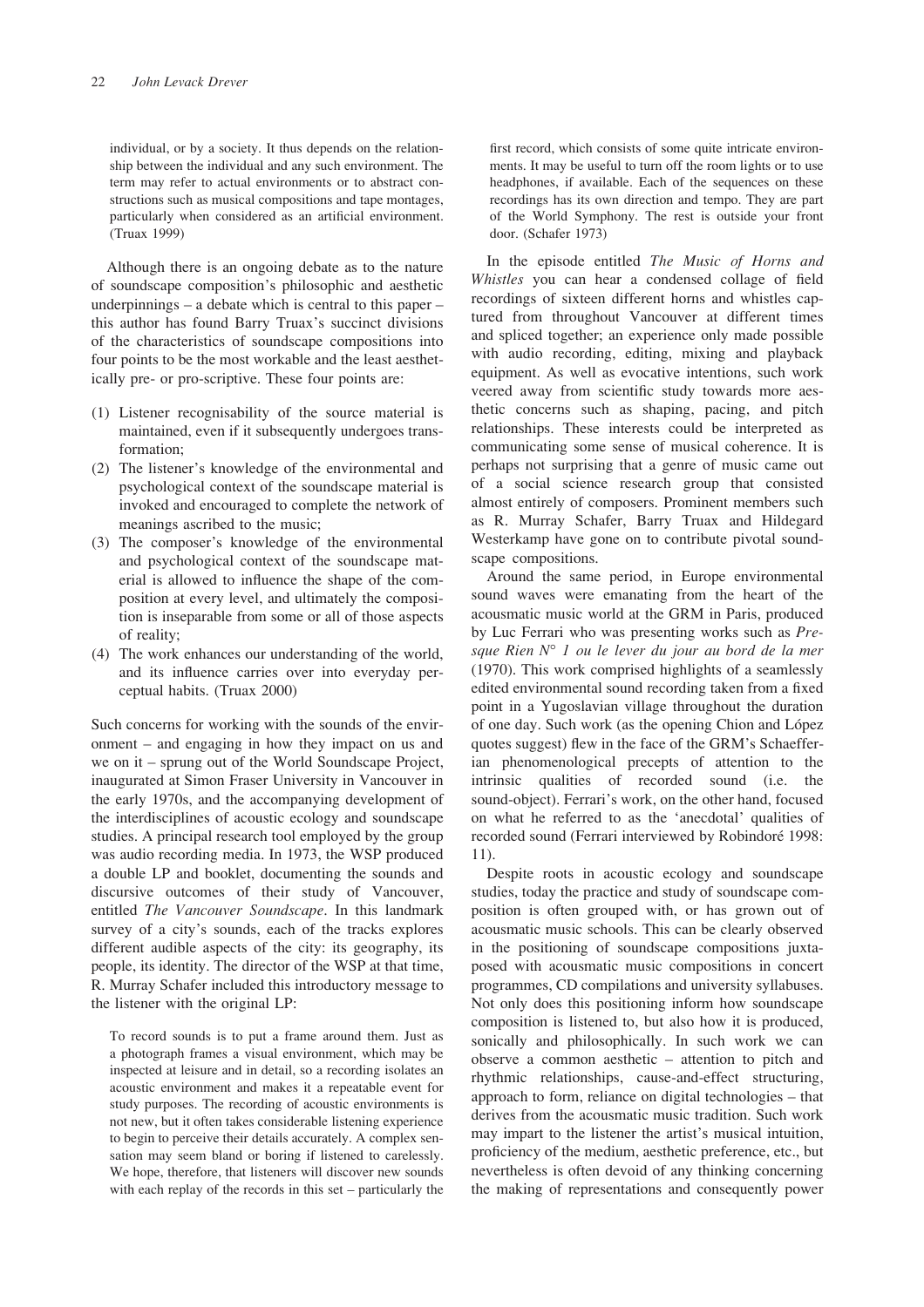individual, or by a society. It thus depends on the relationship between the individual and any such environment. The term may refer to actual environments or to abstract constructions such as musical compositions and tape montages, particularly when considered as an artificial environment. (Truax 1999)

Although there is an ongoing debate as to the nature of soundscape composition's philosophic and aesthetic underpinnings – a debate which is central to this paper – this author has found Barry Truax's succinct divisions of the characteristics of soundscape compositions into four points to be the most workable and the least aesthetically pre- or pro-scriptive. These four points are:

(1) Listener recognisability of the source material is maintained, even if it subsequently undergoes transformation;
(2) The listener's knowledge of the environmental and psychological context of the soundscape material is invoked and encouraged to complete the network of meanings ascribed to the music;
(3) The composer's knowledge of the environmental and psychological context of the soundscape material is allowed to influence the shape of the composition at every level, and ultimately the composition is inseparable from some or all of those aspects of reality;
(4) The work enhances our understanding of the world, and its influence carries over into everyday perceptual habits. (Truax 2000)

Such concerns for working with the sounds of the environment – and engaging in how they impact on us and we on it – sprung out of the World Soundscape Project, inaugurated at Simon Fraser University in Vancouver in the early 1970s, and the accompanying development of the interdisciplines of acoustic ecology and soundscape studies. A principal research tool employed by the group was audio recording media. In 1973, the WSP produced a double LP and booklet, documenting the sounds and discursive outcomes of their study of Vancouver, entitled *The Vancouver Soundscape*. In this landmark survey of a city's sounds, each of the tracks explores different audible aspects of the city: its geography, its people, its identity. The director of the WSP at that time, R. Murray Schafer included this introductory message to the listener with the original LP:

> To record sounds is to put a frame around them. Just as a photograph frames a visual environment, which may be inspected at leisure and in detail, so a recording isolates an acoustic environment and makes it a repeatable event for study purposes. The recording of acoustic environments is not new, but it often takes considerable listening experience to begin to perceive their details accurately. A complex sensation may seem bland or boring if listened to carelessly. We hope, therefore, that listeners will discover new sounds with each replay of the records in this set – particularly the first record, which consists of some quite intricate environments. It may be useful to turn off the room lights or to use headphones, if available. Each of the sequences on these recordings has its own direction and tempo. They are part of the World Symphony. The rest is outside your front door. (Schafer 1973)

In the episode entitled *The Music of Horns and Whistles* you can hear a condensed collage of field recordings of sixteen different horns and whistles captured from throughout Vancouver at different times and spliced together; an experience only made possible with audio recording, editing, mixing and playback equipment. As well as evocative intentions, such work veered away from scientific study towards more aesthetic concerns such as shaping, pacing, and pitch relationships. These interests could be interpreted as communicating some sense of musical coherence. It is perhaps not surprising that a genre of music came out of a social science research group that consisted almost entirely of composers. Prominent members such as R. Murray Schafer, Barry Truax and Hildegard Westerkamp have gone on to contribute pivotal soundscape compositions.

Around the same period, in Europe environmental sound waves were emanating from the heart of the acousmatic music world at the GRM in Paris, produced by Luc Ferrari who was presenting works such as *Presque Rien N° 1 ou le lever du jour au bord de la mer* (1970). This work comprised highlights of a seamlessly edited environmental sound recording taken from a fixed point in a Yugoslavian village throughout the duration of one day. Such work (as the opening Chion and López quotes suggest) flew in the face of the GRM's Schaefferian phenomenological precepts of attention to the intrinsic qualities of recorded sound (i.e. the sound-object). Ferrari's work, on the other hand, focused on what he referred to as the 'anecdotal' qualities of recorded sound (Ferrari interviewed by Robindoré 1998: 11).

Despite roots in acoustic ecology and soundscape studies, today the practice and study of soundscape composition is often grouped with, or has grown out of acousmatic music schools. This can be clearly observed in the positioning of soundscape compositions juxtaposed with acousmatic music compositions in concert programmes, CD compilations and university syllabuses. Not only does this positioning inform how soundscape composition is listened to, but also how it is produced, sonically and philosophically. In such work we can observe a common aesthetic – attention to pitch and rhythmic relationships, cause-and-effect structuring, approach to form, reliance on digital technologies – that derives from the acousmatic music tradition. Such work may impart to the listener the artist's musical intuition, proficiency of the medium, aesthetic preference, etc., but nevertheless is often devoid of any thinking concerning the making of representations and consequently power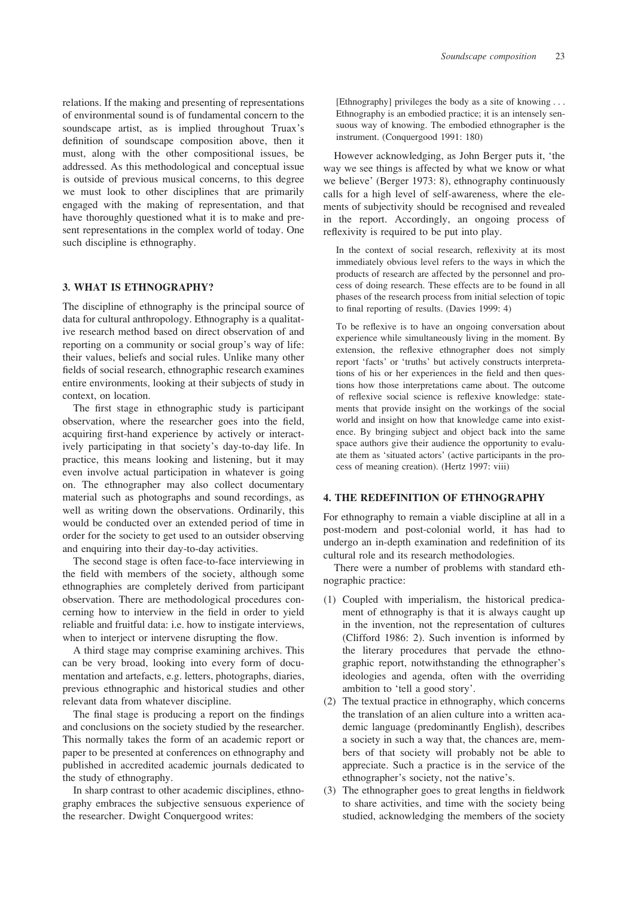relations. If the making and presenting of representations of environmental sound is of fundamental concern to the soundscape artist, as is implied throughout Truax's definition of soundscape composition above, then it must, along with the other compositional issues, be addressed. As this methodological and conceptual issue is outside of previous musical concerns, to this degree we must look to other disciplines that are primarily engaged with the making of representation, and that have thoroughly questioned what it is to make and present representations in the complex world of today. One such discipline is ethnography.

## 3. WHAT IS ETHNOGRAPHY?

The discipline of ethnography is the principal source of data for cultural anthropology. Ethnography is a qualitative research method based on direct observation of and reporting on a community or social group's way of life: their values, beliefs and social rules. Unlike many other fields of social research, ethnographic research examines entire environments, looking at their subjects of study in context, on location.

The first stage in ethnographic study is participant observation, where the researcher goes into the field, acquiring first-hand experience by actively or interactively participating in that society's day-to-day life. In practice, this means looking and listening, but it may even involve actual participation in whatever is going on. The ethnographer may also collect documentary material such as photographs and sound recordings, as well as writing down the observations. Ordinarily, this would be conducted over an extended period of time in order for the society to get used to an outsider observing and enquiring into their day-to-day activities.

The second stage is often face-to-face interviewing in the field with members of the society, although some ethnographies are completely derived from participant observation. There are methodological procedures concerning how to interview in the field in order to yield reliable and fruitful data: i.e. how to instigate interviews, when to interject or intervene disrupting the flow.

A third stage may comprise examining archives. This can be very broad, looking into every form of documentation and artefacts, e.g. letters, photographs, diaries, previous ethnographic and historical studies and other relevant data from whatever discipline.

The final stage is producing a report on the findings and conclusions on the society studied by the researcher. This normally takes the form of an academic report or paper to be presented at conferences on ethnography and published in accredited academic journals dedicated to the study of ethnography.

In sharp contrast to other academic disciplines, ethnography embraces the subjective sensuous experience of the researcher. Dwight Conquergood writes:

> [Ethnography] privileges the body as a site of knowing . . . Ethnography is an embodied practice; it is an intensely sensuous way of knowing. The embodied ethnographer is the instrument. (Conquergood 1991: 180)

However acknowledging, as John Berger puts it, 'the way we see things is affected by what we know or what we believe' (Berger 1973: 8), ethnography continuously calls for a high level of self-awareness, where the elements of subjectivity should be recognised and revealed in the report. Accordingly, an ongoing process of reflexivity is required to be put into play.

> In the context of social research, reflexivity at its most immediately obvious level refers to the ways in which the products of research are affected by the personnel and process of doing research. These effects are to be found in all phases of the research process from initial selection of topic to final reporting of results. (Davies 1999: 4)

> To be reflexive is to have an ongoing conversation about experience while simultaneously living in the moment. By extension, the reflexive ethnographer does not simply report 'facts' or 'truths' but actively constructs interpretations of his or her experiences in the field and then questions how those interpretations came about. The outcome of reflexive social science is reflexive knowledge: statements that provide insight on the workings of the social world and insight on how that knowledge came into existence. By bringing subject and object back into the same space authors give their audience the opportunity to evaluate them as 'situated actors' (active participants in the process of meaning creation). (Hertz 1997: viii)

## 4. THE REDEFINITION OF ETHNOGRAPHY

For ethnography to remain a viable discipline at all in a post-modern and post-colonial world, it has had to undergo an in-depth examination and redefinition of its cultural role and its research methodologies.

There were a number of problems with standard ethnographic practice:

(1) Coupled with imperialism, the historical predicament of ethnography is that it is always caught up in the invention, not the representation of cultures (Clifford 1986: 2). Such invention is informed by the literary procedures that pervade the ethnographic report, notwithstanding the ethnographer's ideologies and agenda, often with the overriding ambition to 'tell a good story'.

(2) The textual practice in ethnography, which concerns the translation of an alien culture into a written academic language (predominantly English), describes a society in such a way that, the chances are, members of that society will probably not be able to appreciate. Such a practice is in the service of the ethnographer's society, not the native's.

(3) The ethnographer goes to great lengths in fieldwork to share activities, and time with the society being studied, acknowledging the members of the society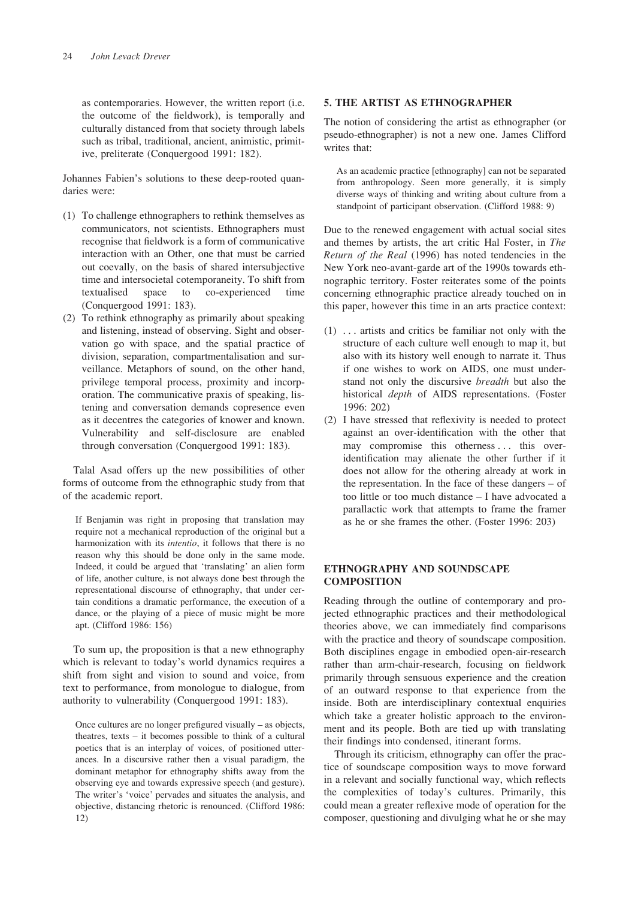as contemporaries. However, the written report (i.e. the outcome of the fieldwork), is temporally and culturally distanced from that society through labels such as tribal, traditional, ancient, animistic, primitive, preliterate (Conquergood 1991: 182).

Johannes Fabien's solutions to these deep-rooted quandaries were:

(1) To challenge ethnographers to rethink themselves as communicators, not scientists. Ethnographers must recognise that fieldwork is a form of communicative interaction with an Other, one that must be carried out coevally, on the basis of shared intersubjective time and intersocietal cotemporaneity. To shift from textualised space to co-experienced time (Conquergood 1991: 183).

(2) To rethink ethnography as primarily about speaking and listening, instead of observing. Sight and observation go with space, and the spatial practice of division, separation, compartmentalisation and surveillance. Metaphors of sound, on the other hand, privilege temporal process, proximity and incorporation. The communicative praxis of speaking, listening and conversation demands copresence even as it decentres the categories of knower and known. Vulnerability and self-disclosure are enabled through conversation (Conquergood 1991: 183).

Talal Asad offers up the new possibilities of other forms of outcome from the ethnographic study from that of the academic report.

> If Benjamin was right in proposing that translation may require not a mechanical reproduction of the original but a harmonization with its *intentio*, it follows that there is no reason why this should be done only in the same mode. Indeed, it could be argued that 'translating' an alien form of life, another culture, is not always done best through the representational discourse of ethnography, that under certain conditions a dramatic performance, the execution of a dance, or the playing of a piece of music might be more apt. (Clifford 1986: 156)

To sum up, the proposition is that a new ethnography which is relevant to today's world dynamics requires a shift from sight and vision to sound and voice, from text to performance, from monologue to dialogue, from authority to vulnerability (Conquergood 1991: 183).

> Once cultures are no longer prefigured visually – as objects, theatres, texts – it becomes possible to think of a cultural poetics that is an interplay of voices, of positioned utterances. In a discursive rather then a visual paradigm, the dominant metaphor for ethnography shifts away from the observing eye and towards expressive speech (and gesture). The writer's 'voice' pervades and situates the analysis, and objective, distancing rhetoric is renounced. (Clifford 1986: 12)

## 5. THE ARTIST AS ETHNOGRAPHER

The notion of considering the artist as ethnographer (or pseudo-ethnographer) is not a new one. James Clifford writes that:

> As an academic practice [ethnography] can not be separated from anthropology. Seen more generally, it is simply diverse ways of thinking and writing about culture from a standpoint of participant observation. (Clifford 1988: 9)

Due to the renewed engagement with actual social sites and themes by artists, the art critic Hal Foster, in *The Return of the Real* (1996) has noted tendencies in the New York neo-avant-garde art of the 1990s towards ethnographic territory. Foster reiterates some of the points concerning ethnographic practice already touched on in this paper, however this time in an arts practice context:

(1) . . . artists and critics be familiar not only with the structure of each culture well enough to map it, but also with its history well enough to narrate it. Thus if one wishes to work on AIDS, one must understand not only the discursive *breadth* but also the historical *depth* of AIDS representations. (Foster 1996: 202)

(2) I have stressed that reflexivity is needed to protect against an over-identification with the other that may compromise this otherness . . . this over-identification may alienate the other further if it does not allow for the othering already at work in the representation. In the face of these dangers – of too little or too much distance – I have advocated a parallactic work that attempts to frame the framer as he or she frames the other. (Foster 1996: 203)

## ETHNOGRAPHY AND SOUNDSCAPE COMPOSITION

Reading through the outline of contemporary and projected ethnographic practices and their methodological theories above, we can immediately find comparisons with the practice and theory of soundscape composition. Both disciplines engage in embodied open-air-research rather than arm-chair-research, focusing on fieldwork primarily through sensuous experience and the creation of an outward response to that experience from the inside. Both are interdisciplinary contextual enquiries which take a greater holistic approach to the environment and its people. Both are tied up with translating their findings into condensed, itinerant forms.

Through its criticism, ethnography can offer the practice of soundscape composition ways to move forward in a relevant and socially functional way, which reflects the complexities of today's cultures. Primarily, this could mean a greater reflexive mode of operation for the composer, questioning and divulging what he or she may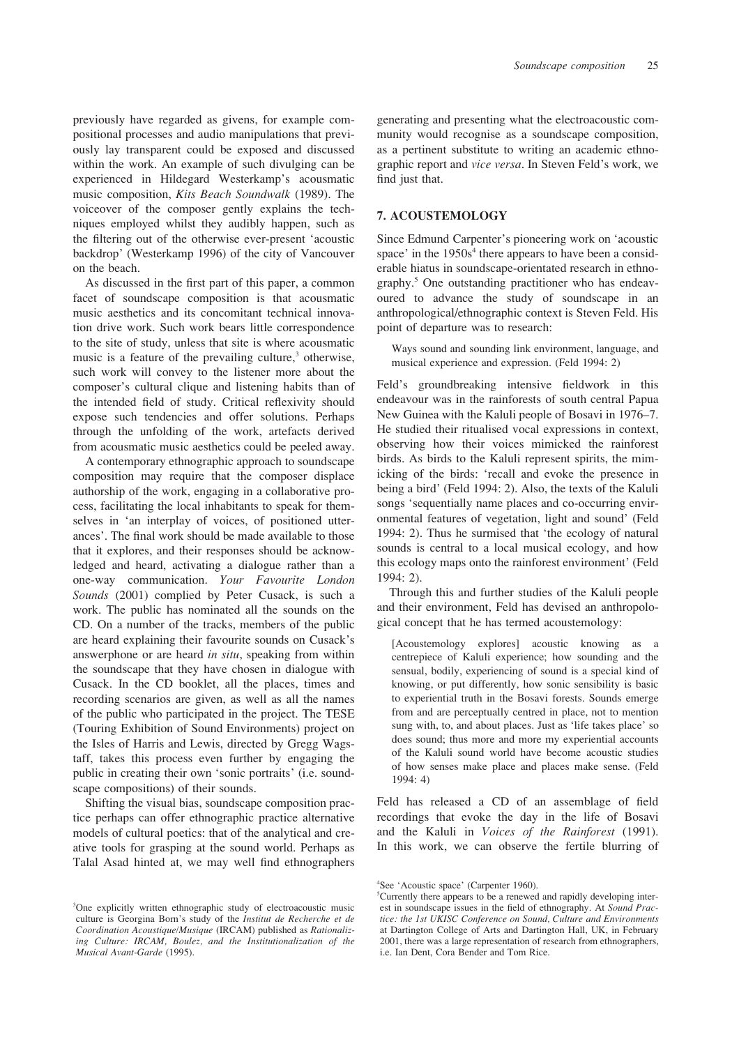previously have regarded as givens, for example compositional processes and audio manipulations that previously lay transparent could be exposed and discussed within the work. An example of such divulging can be experienced in Hildegard Westerkamp's acousmatic music composition, *Kits Beach Soundwalk* (1989). The voiceover of the composer gently explains the techniques employed whilst they audibly happen, such as the filtering out of the otherwise ever-present 'acoustic backdrop' (Westerkamp 1996) of the city of Vancouver on the beach.

As discussed in the first part of this paper, a common facet of soundscape composition is that acousmatic music aesthetics and its concomitant technical innovation drive work. Such work bears little correspondence to the site of study, unless that site is where acousmatic music is a feature of the prevailing culture,[3] otherwise, such work will convey to the listener more about the composer's cultural clique and listening habits than of the intended field of study. Critical reflexivity should expose such tendencies and offer solutions. Perhaps through the unfolding of the work, artefacts derived from acousmatic music aesthetics could be peeled away.

A contemporary ethnographic approach to soundscape composition may require that the composer displace authorship of the work, engaging in a collaborative process, facilitating the local inhabitants to speak for themselves in 'an interplay of voices, of positioned utterances'. The final work should be made available to those that it explores, and their responses should be acknowledged and heard, activating a dialogue rather than a one-way communication. *Your Favourite London Sounds* (2001) complied by Peter Cusack, is such a work. The public has nominated all the sounds on the CD. On a number of the tracks, members of the public are heard explaining their favourite sounds on Cusack's answerphone or are heard *in situ*, speaking from within the soundscape that they have chosen in dialogue with Cusack. In the CD booklet, all the places, times and recording scenarios are given, as well as all the names of the public who participated in the project. The TESE (Touring Exhibition of Sound Environments) project on the Isles of Harris and Lewis, directed by Gregg Wagstaff, takes this process even further by engaging the public in creating their own 'sonic portraits' (i.e. soundscape compositions) of their sounds.

Shifting the visual bias, soundscape composition practice perhaps can offer ethnographic practice alternative models of cultural poetics: that of the analytical and creative tools for grasping at the sound world. Perhaps as Talal Asad hinted at, we may well find ethnographers generating and presenting what the electroacoustic community would recognise as a soundscape composition, as a pertinent substitute to writing an academic ethnographic report and *vice versa*. In Steven Feld's work, we find just that.

## 7. ACOUSTEMOLOGY

Since Edmund Carpenter's pioneering work on 'acoustic space' in the 1950s[4] there appears to have been a considerable hiatus in soundscape-orientated research in ethnography.[5] One outstanding practitioner who has endeavoured to advance the study of soundscape in an anthropological/ethnographic context is Steven Feld. His point of departure was to research:

> Ways sound and sounding link environment, language, and musical experience and expression. (Feld 1994: 2)

Feld's groundbreaking intensive fieldwork in this endeavour was in the rainforests of south central Papua New Guinea with the Kaluli people of Bosavi in 1976–7. He studied their ritualised vocal expressions in context, observing how their voices mimicked the rainforest birds. As birds to the Kaluli represent spirits, the mimicking of the birds: 'recall and evoke the presence in being a bird' (Feld 1994: 2). Also, the texts of the Kaluli songs 'sequentially name places and co-occurring environmental features of vegetation, light and sound' (Feld 1994: 2). Thus he surmised that 'the ecology of natural sounds is central to a local musical ecology, and how this ecology maps onto the rainforest environment' (Feld 1994: 2).

Through this and further studies of the Kaluli people and their environment, Feld has devised an anthropological concept that he has termed acoustemology:

> [Acoustemology explores] acoustic knowing as a centrepiece of Kaluli experience; how sounding and the sensual, bodily, experiencing of sound is a special kind of knowing, or put differently, how sonic sensibility is basic to experiential truth in the Bosavi forests. Sounds emerge from and are perceptually centred in place, not to mention sung with, to, and about places. Just as 'life takes place' so does sound; thus more and more my experiential accounts of the Kaluli sound world have become acoustic studies of how senses make place and places make sense. (Feld 1994: 4)

Feld has released a CD of an assemblage of field recordings that evoke the day in the life of Bosavi and the Kaluli in *Voices of the Rainforest* (1991). In this work, we can observe the fertile blurring of

---

[3]One explicitly written ethnographic study of electroacoustic music culture is Georgina Born's study of the *Institut de Recherche et de Coordination Acoustique/Musique* (IRCAM) published as *Rationalizing Culture: IRCAM, Boulez, and the Institutionalization of the Musical Avant-Garde* (1995).

[4]See 'Acoustic space' (Carpenter 1960).

[5]Currently there appears to be a renewed and rapidly developing interest in soundscape issues in the field of ethnography. At *Sound Practice: the 1st UKISC Conference on Sound, Culture and Environments* at Dartington College of Arts and Dartington Hall, UK, in February 2001, there was a large representation of research from ethnographers, i.e. Ian Dent, Cora Bender and Tom Rice.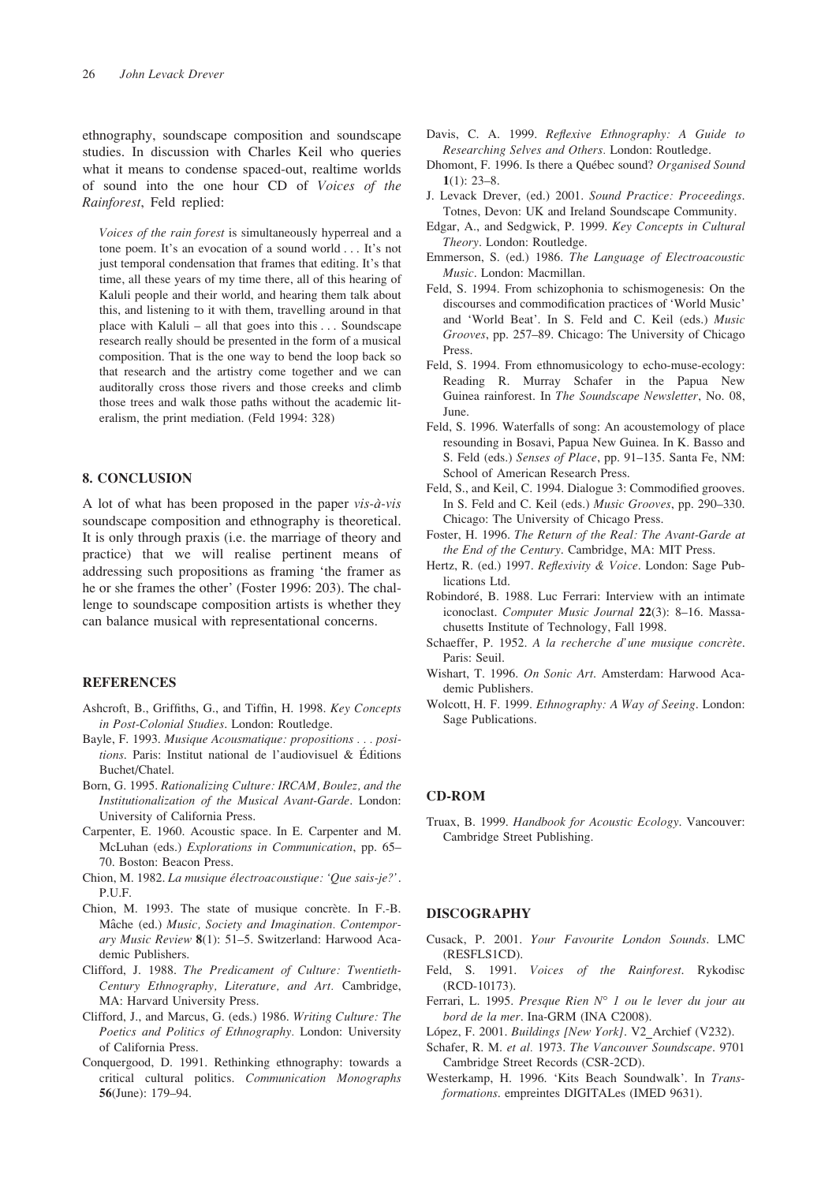ethnography, soundscape composition and soundscape studies. In discussion with Charles Keil who queries what it means to condense spaced-out, realtime worlds of sound into the one hour CD of *Voices of the Rainforest*, Feld replied:

> *Voices of the rain forest* is simultaneously hyperreal and a tone poem. It's an evocation of a sound world . . . It's not just temporal condensation that frames that editing. It's that time, all these years of my time there, all of this hearing of Kaluli people and their world, and hearing them talk about this, and listening to it with them, travelling around in that place with Kaluli – all that goes into this . . . Soundscape research really should be presented in the form of a musical composition. That is the one way to bend the loop back so that research and the artistry come together and we can auditorally cross those rivers and those creeks and climb those trees and walk those paths without the academic literalism, the print mediation. (Feld 1994: 328)

## 8. CONCLUSION

A lot of what has been proposed in the paper *vis-à-vis* soundscape composition and ethnography is theoretical. It is only through praxis (i.e. the marriage of theory and practice) that we will realise pertinent means of addressing such propositions as framing 'the framer as he or she frames the other' (Foster 1996: 203). The challenge to soundscape composition artists is whether they can balance musical with representational concerns.

## REFERENCES

Ashcroft, B., Griffiths, G., and Tiffin, H. 1998. *Key Concepts in Post-Colonial Studies*. London: Routledge.

Bayle, F. 1993. *Musique Acousmatique: propositions . . . positions*. Paris: Institut national de l'audiovisuel & Éditions Buchet/Chatel.

Born, G. 1995. *Rationalizing Culture: IRCAM, Boulez, and the Institutionalization of the Musical Avant-Garde*. London: University of California Press.

Carpenter, E. 1960. Acoustic space. In E. Carpenter and M. McLuhan (eds.) *Explorations in Communication*, pp. 65–70. Boston: Beacon Press.

Chion, M. 1982. *La musique électroacoustique: 'Que sais-je?'*. P.U.F.

Chion, M. 1993. The state of musique concrète. In F.-B. Mâche (ed.) *Music, Society and Imagination. Contemporary Music Review* **8**(1): 51–5. Switzerland: Harwood Academic Publishers.

Clifford, J. 1988. *The Predicament of Culture: Twentieth-Century Ethnography, Literature, and Art*. Cambridge, MA: Harvard University Press.

Clifford, J., and Marcus, G. (eds.) 1986. *Writing Culture: The Poetics and Politics of Ethnography*. London: University of California Press.

Conquergood, D. 1991. Rethinking ethnography: towards a critical cultural politics. *Communication Monographs* **56**(June): 179–94.

Davis, C. A. 1999. *Reflexive Ethnography: A Guide to Researching Selves and Others*. London: Routledge.

Dhomont, F. 1996. Is there a Québec sound? *Organised Sound* **1**(1): 23–8.

J. Levack Drever, (ed.) 2001. *Sound Practice: Proceedings*. Totnes, Devon: UK and Ireland Soundscape Community.

Edgar, A., and Sedgwick, P. 1999. *Key Concepts in Cultural Theory*. London: Routledge.

Emmerson, S. (ed.) 1986. *The Language of Electroacoustic Music*. London: Macmillan.

Feld, S. 1994. From schizophonia to schismogenesis: On the discourses and commodification practices of 'World Music' and 'World Beat'. In S. Feld and C. Keil (eds.) *Music Grooves*, pp. 257–89. Chicago: The University of Chicago Press.

Feld, S. 1994. From ethnomusicology to echo-muse-ecology: Reading R. Murray Schafer in the Papua New Guinea rainforest. In *The Soundscape Newsletter*, No. 08, June.

Feld, S. 1996. Waterfalls of song: An acoustemology of place resounding in Bosavi, Papua New Guinea. In K. Basso and S. Feld (eds.) *Senses of Place*, pp. 91–135. Santa Fe, NM: School of American Research Press.

Feld, S., and Keil, C. 1994. Dialogue 3: Commodified grooves. In S. Feld and C. Keil (eds.) *Music Grooves*, pp. 290–330. Chicago: The University of Chicago Press.

Foster, H. 1996. *The Return of the Real: The Avant-Garde at the End of the Century*. Cambridge, MA: MIT Press.

Hertz, R. (ed.) 1997. *Reflexivity & Voice*. London: Sage Publications Ltd.

Robindoré, B. 1988. Luc Ferrari: Interview with an intimate iconoclast. *Computer Music Journal* **22**(3): 8–16. Massachusetts Institute of Technology, Fall 1998.

Schaeffer, P. 1952. *A la recherche d'une musique concrète*. Paris: Seuil.

Wishart, T. 1996. *On Sonic Art*. Amsterdam: Harwood Academic Publishers.

Wolcott, H. F. 1999. *Ethnography: A Way of Seeing*. London: Sage Publications.

## CD-ROM

Truax, B. 1999. *Handbook for Acoustic Ecology*. Vancouver: Cambridge Street Publishing.

## DISCOGRAPHY

Cusack, P. 2001. *Your Favourite London Sounds*. LMC (RESFLS1CD).

Feld, S. 1991. *Voices of the Rainforest*. Rykodisc (RCD-10173).

Ferrari, L. 1995. *Presque Rien N° 1 ou le lever du jour au bord de la mer*. Ina-GRM (INA C2008).

López, F. 2001. *Buildings [New York]*. V2_Archief (V232).

Schafer, R. M. *et al.* 1973. *The Vancouver Soundscape*. 9701 Cambridge Street Records (CSR-2CD).

Westerkamp, H. 1996. 'Kits Beach Soundwalk'. In *Transformations*. empreintes DIGITALes (IMED 9631).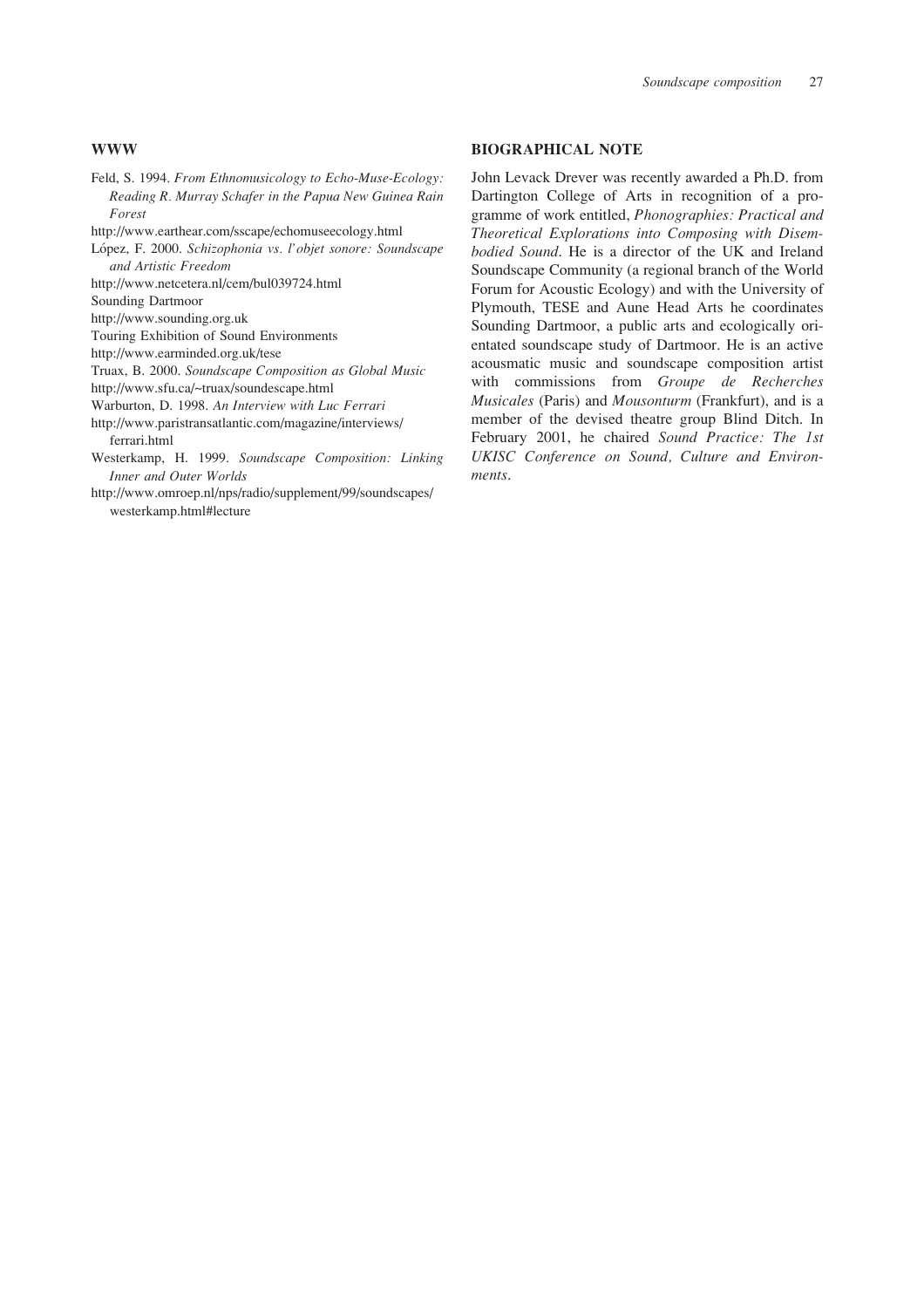## WWW

Feld, S. 1994. *From Ethnomusicology to Echo-Muse-Ecology: Reading R. Murray Schafer in the Papua New Guinea Rain Forest*

http://www.earthear.com/sscape/echomuseecology.html

López, F. 2000. *Schizophonia vs. l'objet sonore: Soundscape and Artistic Freedom*

http://www.netcetera.nl/cem/bul039724.html

Sounding Dartmoor

http://www.sounding.org.uk

Touring Exhibition of Sound Environments

http://www.earminded.org.uk/tese

Truax, B. 2000. *Soundscape Composition as Global Music*

http://www.sfu.ca/~truax/soundescape.html

Warburton, D. 1998. *An Interview with Luc Ferrari*

http://www.paristransatlantic.com/magazine/interviews/ferrari.html

Westerkamp, H. 1999. *Soundscape Composition: Linking Inner and Outer Worlds*

http://www.omroep.nl/nps/radio/supplement/99/soundscapes/westerkamp.html#lecture

## BIOGRAPHICAL NOTE

John Levack Drever was recently awarded a Ph.D. from Dartington College of Arts in recognition of a programme of work entitled, *Phonographies: Practical and Theoretical Explorations into Composing with Disembodied Sound*. He is a director of the UK and Ireland Soundscape Community (a regional branch of the World Forum for Acoustic Ecology) and with the University of Plymouth, TESE and Aune Head Arts he coordinates Sounding Dartmoor, a public arts and ecologically orientated soundscape study of Dartmoor. He is an active acousmatic music and soundscape composition artist with commissions from *Groupe de Recherches Musicales* (Paris) and *Mousonturm* (Frankfurt), and is a member of the devised theatre group Blind Ditch. In February 2001, he chaired *Sound Practice: The 1st UKISC Conference on Sound, Culture and Environments*.